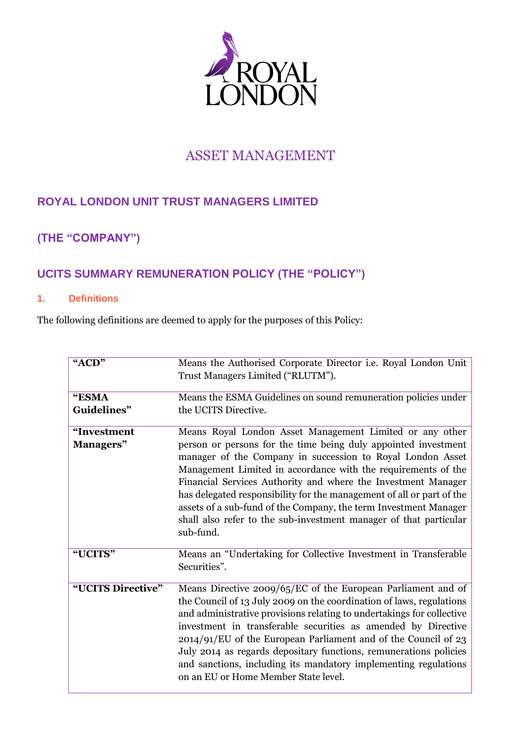ROYAL LONDON

ASSET MANAGEMENT

## ROYAL LONDON UNIT TRUST MANAGERS LIMITED

## (THE "COMPANY")

## UCITS SUMMARY REMUNERATION POLICY (THE "POLICY")

### 1. Definitions

The following definitions are deemed to apply for the purposes of this Policy:

| | |
|---|---|
| **"ACD"** | Means the Authorised Corporate Director i.e. Royal London Unit Trust Managers Limited ("RLUTM"). |
| **"ESMA Guidelines"** | Means the ESMA Guidelines on sound remuneration policies under the UCITS Directive. |
| **"Investment Managers"** | Means Royal London Asset Management Limited or any other person or persons for the time being duly appointed investment manager of the Company in succession to Royal London Asset Management Limited in accordance with the requirements of the Financial Services Authority and where the Investment Manager has delegated responsibility for the management of all or part of the assets of a sub-fund of the Company, the term Investment Manager shall also refer to the sub-investment manager of that particular sub-fund. |
| **"UCITS"** | Means an "Undertaking for Collective Investment in Transferable Securities". |
| **"UCITS Directive"** | Means Directive 2009/65/EC of the European Parliament and of the Council of 13 July 2009 on the coordination of laws, regulations and administrative provisions relating to undertakings for collective investment in transferable securities as amended by Directive 2014/91/EU of the European Parliament and of the Council of 23 July 2014 as regards depositary functions, remunerations policies and sanctions, including its mandatory implementing regulations on an EU or Home Member State level. |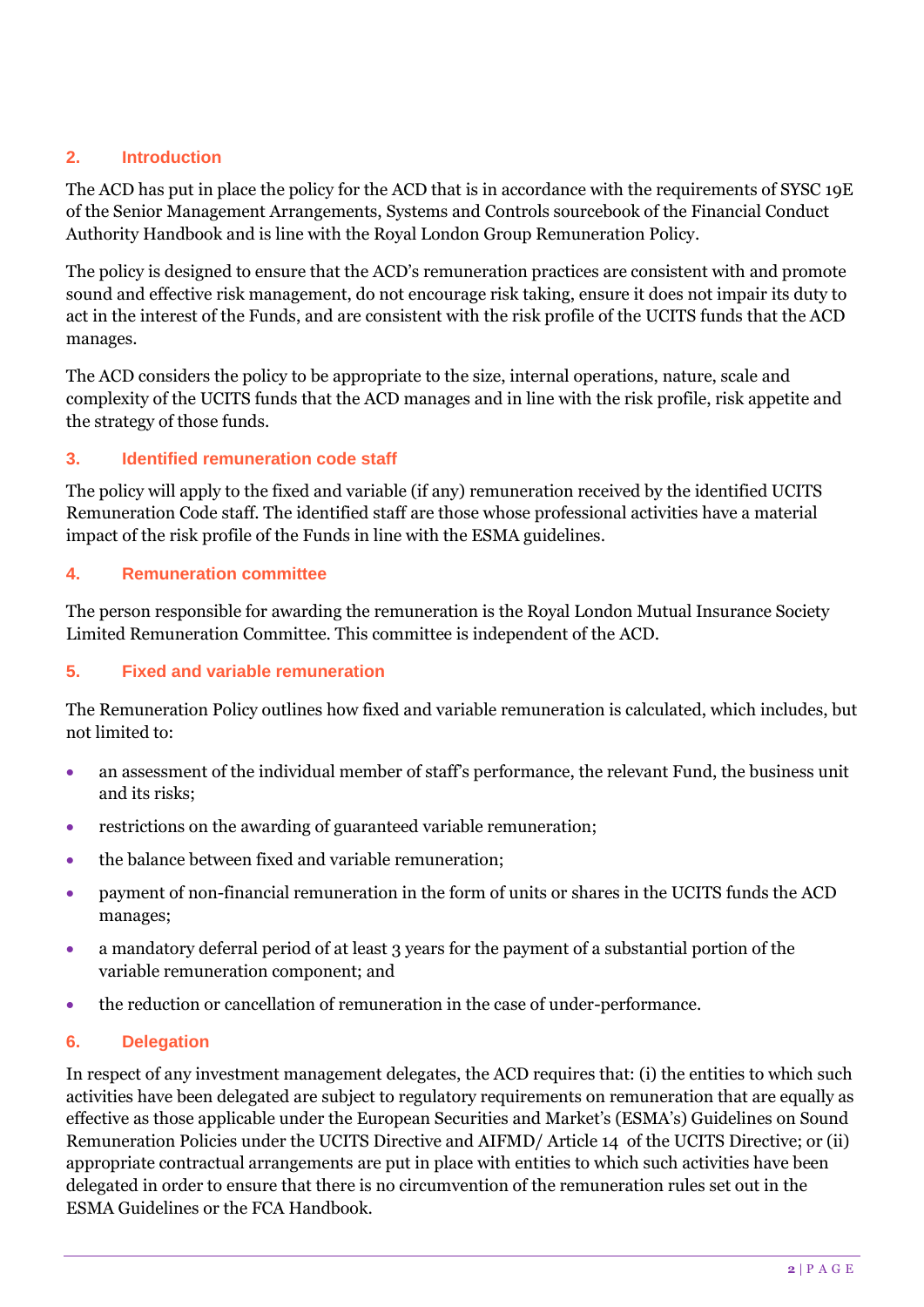## 2. Introduction

The ACD has put in place the policy for the ACD that is in accordance with the requirements of SYSC 19E of the Senior Management Arrangements, Systems and Controls sourcebook of the Financial Conduct Authority Handbook and is line with the Royal London Group Remuneration Policy.

The policy is designed to ensure that the ACD's remuneration practices are consistent with and promote sound and effective risk management, do not encourage risk taking, ensure it does not impair its duty to act in the interest of the Funds, and are consistent with the risk profile of the UCITS funds that the ACD manages.

The ACD considers the policy to be appropriate to the size, internal operations, nature, scale and complexity of the UCITS funds that the ACD manages and in line with the risk profile, risk appetite and the strategy of those funds.

## 3. Identified remuneration code staff

The policy will apply to the fixed and variable (if any) remuneration received by the identified UCITS Remuneration Code staff. The identified staff are those whose professional activities have a material impact of the risk profile of the Funds in line with the ESMA guidelines.

## 4. Remuneration committee

The person responsible for awarding the remuneration is the Royal London Mutual Insurance Society Limited Remuneration Committee. This committee is independent of the ACD.

## 5. Fixed and variable remuneration

The Remuneration Policy outlines how fixed and variable remuneration is calculated, which includes, but not limited to:

- an assessment of the individual member of staff's performance, the relevant Fund, the business unit and its risks;
- restrictions on the awarding of guaranteed variable remuneration;
- the balance between fixed and variable remuneration;
- payment of non-financial remuneration in the form of units or shares in the UCITS funds the ACD manages;
- a mandatory deferral period of at least 3 years for the payment of a substantial portion of the variable remuneration component; and
- the reduction or cancellation of remuneration in the case of under-performance.

## 6. Delegation

In respect of any investment management delegates, the ACD requires that: (i) the entities to which such activities have been delegated are subject to regulatory requirements on remuneration that are equally as effective as those applicable under the European Securities and Market's (ESMA's) Guidelines on Sound Remuneration Policies under the UCITS Directive and AIFMD/ Article 14 of the UCITS Directive; or (ii) appropriate contractual arrangements are put in place with entities to which such activities have been delegated in order to ensure that there is no circumvention of the remuneration rules set out in the ESMA Guidelines or the FCA Handbook.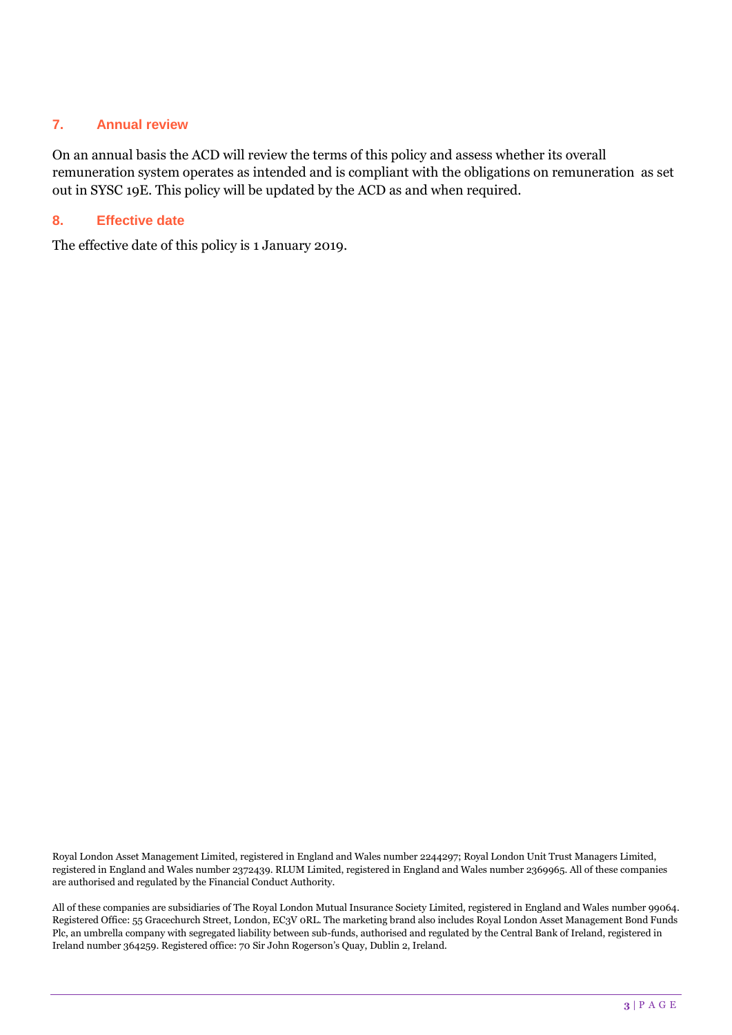## 7. Annual review

On an annual basis the ACD will review the terms of this policy and assess whether its overall remuneration system operates as intended and is compliant with the obligations on remuneration as set out in SYSC 19E. This policy will be updated by the ACD as and when required.

## 8. Effective date

The effective date of this policy is 1 January 2019.

Royal London Asset Management Limited, registered in England and Wales number 2244297; Royal London Unit Trust Managers Limited, registered in England and Wales number 2372439. RLUM Limited, registered in England and Wales number 2369965. All of these companies are authorised and regulated by the Financial Conduct Authority.

All of these companies are subsidiaries of The Royal London Mutual Insurance Society Limited, registered in England and Wales number 99064. Registered Office: 55 Gracechurch Street, London, EC3V 0RL. The marketing brand also includes Royal London Asset Management Bond Funds Plc, an umbrella company with segregated liability between sub-funds, authorised and regulated by the Central Bank of Ireland, registered in Ireland number 364259. Registered office: 70 Sir John Rogerson's Quay, Dublin 2, Ireland.